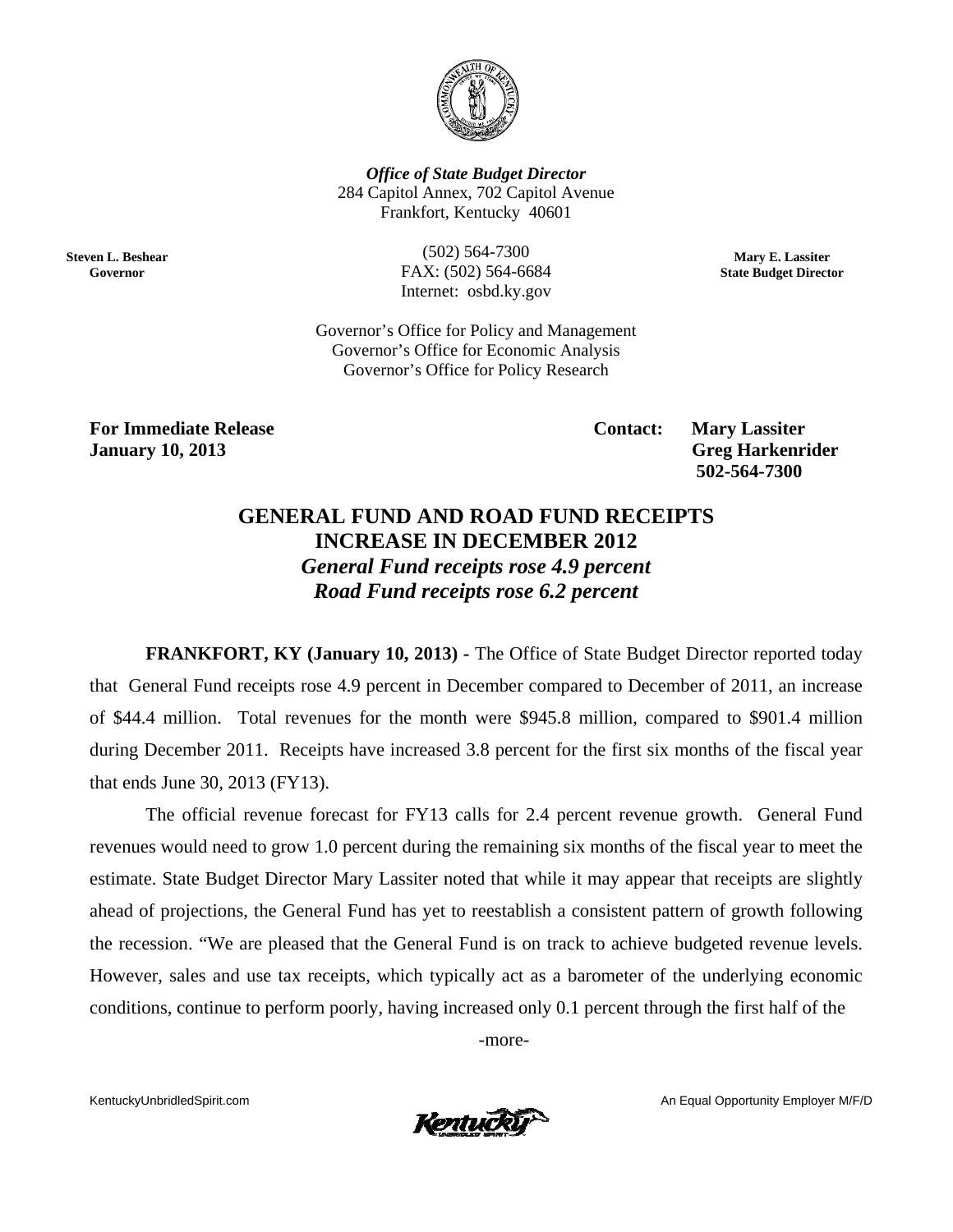*Office of State Budget Director*
284 Capitol Annex, 702 Capitol Avenue
Frankfort, Kentucky 40601

**Steven L. Beshear**
**Governor**

(502) 564-7300
FAX: (502) 564-6684
Internet: osbd.ky.gov

**Mary E. Lassiter**
**State Budget Director**

Governor's Office for Policy and Management
Governor's Office for Economic Analysis
Governor's Office for Policy Research

**For Immediate Release**
**January 10, 2013**

**Contact: Mary Lassiter**
**Greg Harkenrider**
**502-564-7300**

# GENERAL FUND AND ROAD FUND RECEIPTS INCREASE IN DECEMBER 2012

***General Fund receipts rose 4.9 percent***
***Road Fund receipts rose 6.2 percent***

**FRANKFORT, KY (January 10, 2013) -** The Office of State Budget Director reported today that General Fund receipts rose 4.9 percent in December compared to December of 2011, an increase of $44.4 million. Total revenues for the month were $945.8 million, compared to $901.4 million during December 2011. Receipts have increased 3.8 percent for the first six months of the fiscal year that ends June 30, 2013 (FY13).

The official revenue forecast for FY13 calls for 2.4 percent revenue growth. General Fund revenues would need to grow 1.0 percent during the remaining six months of the fiscal year to meet the estimate. State Budget Director Mary Lassiter noted that while it may appear that receipts are slightly ahead of projections, the General Fund has yet to reestablish a consistent pattern of growth following the recession. "We are pleased that the General Fund is on track to achieve budgeted revenue levels. However, sales and use tax receipts, which typically act as a barometer of the underlying economic conditions, continue to perform poorly, having increased only 0.1 percent through the first half of the

-more-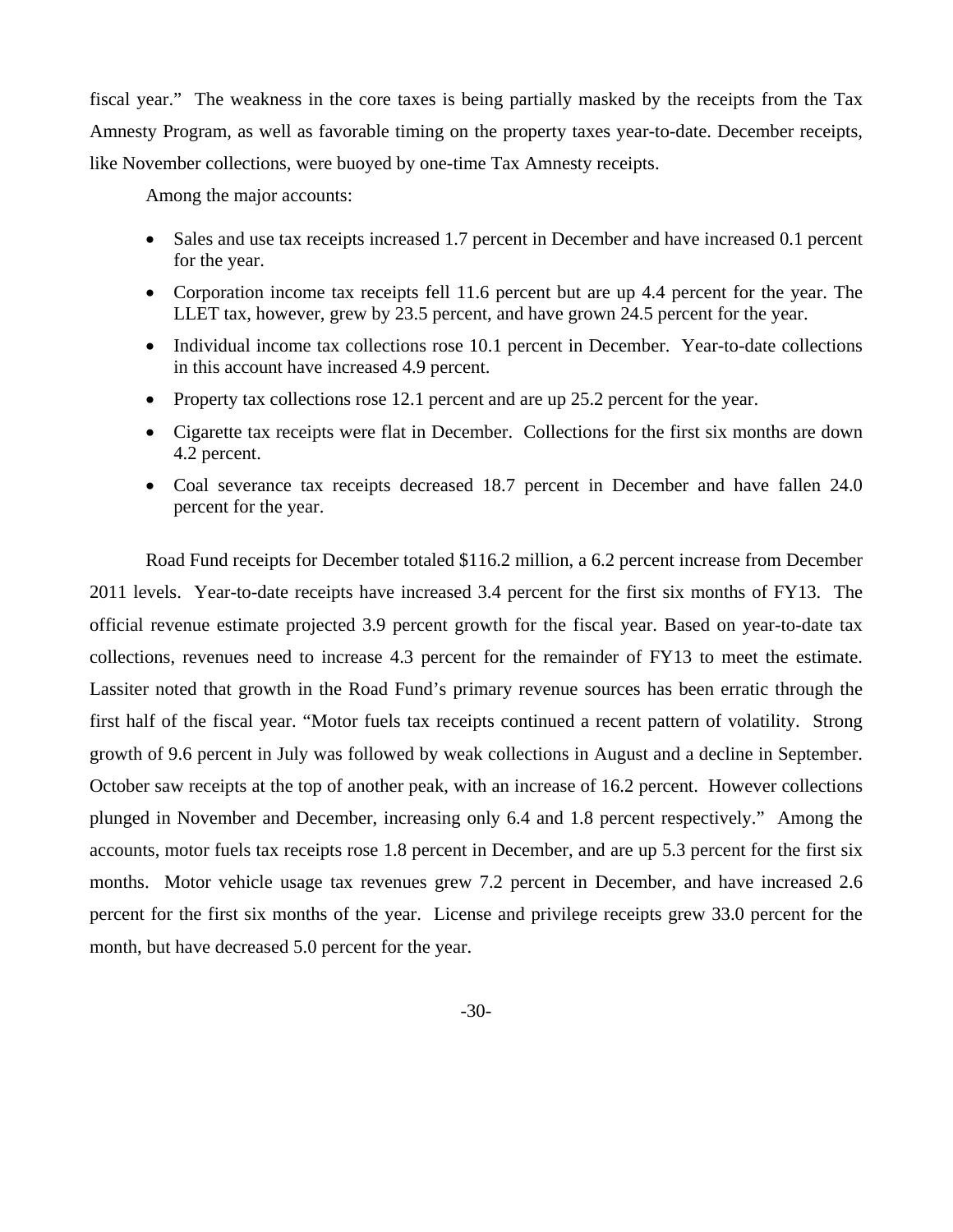fiscal year." The weakness in the core taxes is being partially masked by the receipts from the Tax Amnesty Program, as well as favorable timing on the property taxes year-to-date. December receipts, like November collections, were buoyed by one-time Tax Amnesty receipts.

Among the major accounts:

- Sales and use tax receipts increased 1.7 percent in December and have increased 0.1 percent for the year.
- Corporation income tax receipts fell 11.6 percent but are up 4.4 percent for the year. The LLET tax, however, grew by 23.5 percent, and have grown 24.5 percent for the year.
- Individual income tax collections rose 10.1 percent in December. Year-to-date collections in this account have increased 4.9 percent.
- Property tax collections rose 12.1 percent and are up 25.2 percent for the year.
- Cigarette tax receipts were flat in December. Collections for the first six months are down 4.2 percent.
- Coal severance tax receipts decreased 18.7 percent in December and have fallen 24.0 percent for the year.

Road Fund receipts for December totaled $116.2 million, a 6.2 percent increase from December 2011 levels. Year-to-date receipts have increased 3.4 percent for the first six months of FY13. The official revenue estimate projected 3.9 percent growth for the fiscal year. Based on year-to-date tax collections, revenues need to increase 4.3 percent for the remainder of FY13 to meet the estimate. Lassiter noted that growth in the Road Fund's primary revenue sources has been erratic through the first half of the fiscal year. "Motor fuels tax receipts continued a recent pattern of volatility. Strong growth of 9.6 percent in July was followed by weak collections in August and a decline in September. October saw receipts at the top of another peak, with an increase of 16.2 percent. However collections plunged in November and December, increasing only 6.4 and 1.8 percent respectively." Among the accounts, motor fuels tax receipts rose 1.8 percent in December, and are up 5.3 percent for the first six months. Motor vehicle usage tax revenues grew 7.2 percent in December, and have increased 2.6 percent for the first six months of the year. License and privilege receipts grew 33.0 percent for the month, but have decreased 5.0 percent for the year.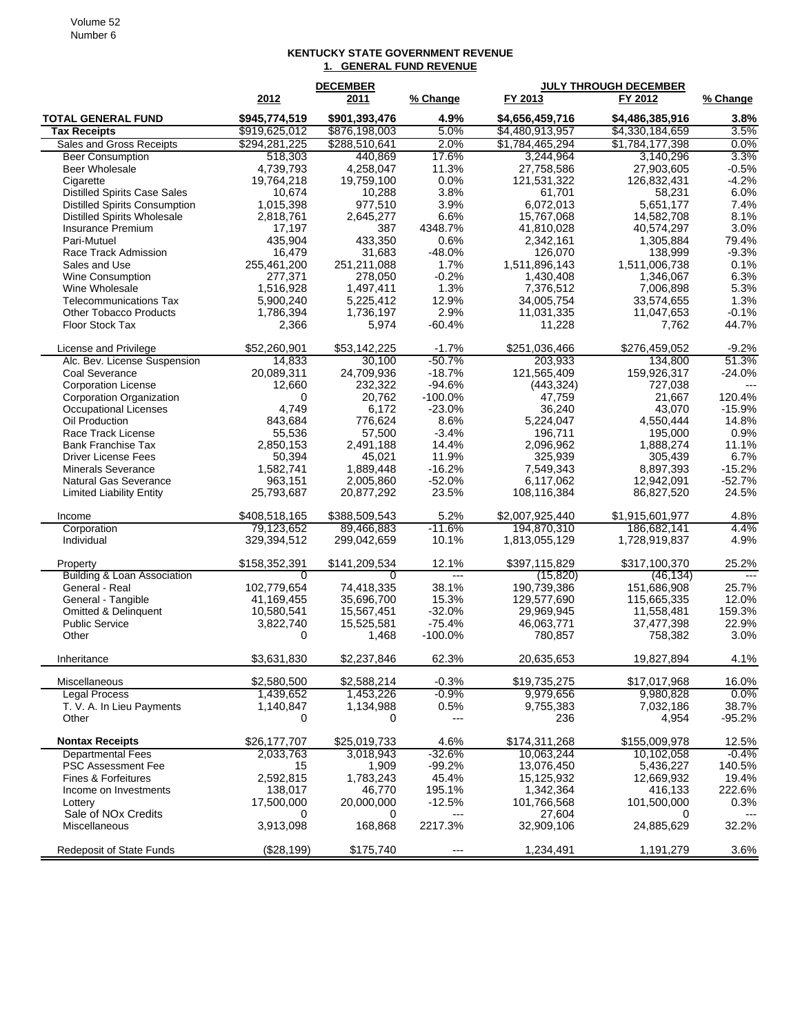## KENTUCKY STATE GOVERNMENT REVENUE

### 1. GENERAL FUND REVENUE

| | DECEMBER | | | JULY THROUGH DECEMBER | | |
|---|---|---|---|---|---|---|
| | 2012 | 2011 | % Change | FY 2013 | FY 2012 | % Change |
| **TOTAL GENERAL FUND** | **$945,774,519** | **$901,393,476** | **4.9%** | **$4,656,459,716** | **$4,486,385,916** | **3.8%** |
| **Tax Receipts** | $919,625,012 | $876,198,003 | 5.0% | $4,480,913,957 | $4,330,184,659 | 3.5% |
| Sales and Gross Receipts | $294,281,225 | $288,510,641 | 2.0% | $1,784,465,294 | $1,784,177,398 | 0.0% |
| Beer Consumption | 518,303 | 440,869 | 17.6% | 3,244,964 | 3,140,296 | 3.3% |
| Beer Wholesale | 4,739,793 | 4,258,047 | 11.3% | 27,758,586 | 27,903,605 | -0.5% |
| Cigarette | 19,764,218 | 19,759,100 | 0.0% | 121,531,322 | 126,832,431 | -4.2% |
| Distilled Spirits Case Sales | 10,674 | 10,288 | 3.8% | 61,701 | 58,231 | 6.0% |
| Distilled Spirits Consumption | 1,015,398 | 977,510 | 3.9% | 6,072,013 | 5,651,177 | 7.4% |
| Distilled Spirits Wholesale | 2,818,761 | 2,645,277 | 6.6% | 15,767,068 | 14,582,708 | 8.1% |
| Insurance Premium | 17,197 | 387 | 4348.7% | 41,810,028 | 40,574,297 | 3.0% |
| Pari-Mutuel | 435,904 | 433,350 | 0.6% | 2,342,161 | 1,305,884 | 79.4% |
| Race Track Admission | 16,479 | 31,683 | -48.0% | 126,070 | 138,999 | -9.3% |
| Sales and Use | 255,461,200 | 251,211,088 | 1.7% | 1,511,896,143 | 1,511,006,738 | 0.1% |
| Wine Consumption | 277,371 | 278,050 | -0.2% | 1,430,408 | 1,346,067 | 6.3% |
| Wine Wholesale | 1,516,928 | 1,497,411 | 1.3% | 7,376,512 | 7,006,898 | 5.3% |
| Telecommunications Tax | 5,900,240 | 5,225,412 | 12.9% | 34,005,754 | 33,574,655 | 1.3% |
| Other Tobacco Products | 1,786,394 | 1,736,197 | 2.9% | 11,031,335 | 11,047,653 | -0.1% |
| Floor Stock Tax | 2,366 | 5,974 | -60.4% | 11,228 | 7,762 | 44.7% |
| | | | | | | |
| License and Privilege | $52,260,901 | $53,142,225 | -1.7% | $251,036,466 | $276,459,052 | -9.2% |
| Alc. Bev. License Suspension | 14,833 | 30,100 | -50.7% | 203,933 | 134,800 | 51.3% |
| Coal Severance | 20,089,311 | 24,709,936 | -18.7% | 121,565,409 | 159,926,317 | -24.0% |
| Corporation License | 12,660 | 232,322 | -94.6% | (443,324) | 727,038 | --- |
| Corporation Organization | 0 | 20,762 | -100.0% | 47,759 | 21,667 | 120.4% |
| Occupational Licenses | 4,749 | 6,172 | -23.0% | 36,240 | 43,070 | -15.9% |
| Oil Production | 843,684 | 776,624 | 8.6% | 5,224,047 | 4,550,444 | 14.8% |
| Race Track License | 55,536 | 57,500 | -3.4% | 196,711 | 195,000 | 0.9% |
| Bank Franchise Tax | 2,850,153 | 2,491,188 | 14.4% | 2,096,962 | 1,888,274 | 11.1% |
| Driver License Fees | 50,394 | 45,021 | 11.9% | 325,939 | 305,439 | 6.7% |
| Minerals Severance | 1,582,741 | 1,889,448 | -16.2% | 7,549,343 | 8,897,393 | -15.2% |
| Natural Gas Severance | 963,151 | 2,005,860 | -52.0% | 6,117,062 | 12,942,091 | -52.7% |
| Limited Liability Entity | 25,793,687 | 20,877,292 | 23.5% | 108,116,384 | 86,827,520 | 24.5% |
| | | | | | | |
| Income | $408,518,165 | $388,509,543 | 5.2% | $2,007,925,440 | $1,915,601,977 | 4.8% |
| Corporation | 79,123,652 | 89,466,883 | -11.6% | 194,870,310 | 186,682,141 | 4.4% |
| Individual | 329,394,512 | 299,042,659 | 10.1% | 1,813,055,129 | 1,728,919,837 | 4.9% |
| | | | | | | |
| Property | $158,352,391 | $141,209,534 | 12.1% | $397,115,829 | $317,100,370 | 25.2% |
| Building & Loan Association | 0 | 0 | --- | (15,820) | (46,134) | --- |
| General - Real | 102,779,654 | 74,418,335 | 38.1% | 190,739,386 | 151,686,908 | 25.7% |
| General - Tangible | 41,169,455 | 35,696,700 | 15.3% | 129,577,690 | 115,665,335 | 12.0% |
| Omitted & Delinquent | 10,580,541 | 15,567,451 | -32.0% | 29,969,945 | 11,558,481 | 159.3% |
| Public Service | 3,822,740 | 15,525,581 | -75.4% | 46,063,771 | 37,477,398 | 22.9% |
| Other | 0 | 1,468 | -100.0% | 780,857 | 758,382 | 3.0% |
| | | | | | | |
| Inheritance | $3,631,830 | $2,237,846 | 62.3% | 20,635,653 | 19,827,894 | 4.1% |
| | | | | | | |
| Miscellaneous | $2,580,500 | $2,588,214 | -0.3% | $19,735,275 | $17,017,968 | 16.0% |
| Legal Process | 1,439,652 | 1,453,226 | -0.9% | 9,979,656 | 9,980,828 | 0.0% |
| T. V. A. In Lieu Payments | 1,140,847 | 1,134,988 | 0.5% | 9,755,383 | 7,032,186 | 38.7% |
| Other | 0 | 0 | --- | 236 | 4,954 | -95.2% |
| | | | | | | |
| **Nontax Receipts** | $26,177,707 | $25,019,733 | 4.6% | $174,311,268 | $155,009,978 | 12.5% |
| Departmental Fees | 2,033,763 | 3,018,943 | -32.6% | 10,063,244 | 10,102,058 | -0.4% |
| PSC Assessment Fee | 15 | 1,909 | -99.2% | 13,076,450 | 5,436,227 | 140.5% |
| Fines & Forfeitures | 2,592,815 | 1,783,243 | 45.4% | 15,125,932 | 12,669,932 | 19.4% |
| Income on Investments | 138,017 | 46,770 | 195.1% | 1,342,364 | 416,133 | 222.6% |
| Lottery | 17,500,000 | 20,000,000 | -12.5% | 101,766,568 | 101,500,000 | 0.3% |
| Sale of NOx Credits | 0 | 0 | --- | 27,604 | 0 | --- |
| Miscellaneous | 3,913,098 | 168,868 | 2217.3% | 32,909,106 | 24,885,629 | 32.2% |
| | | | | | | |
| Redeposit of State Funds | ($28,199) | $175,740 | --- | 1,234,491 | 1,191,279 | 3.6% |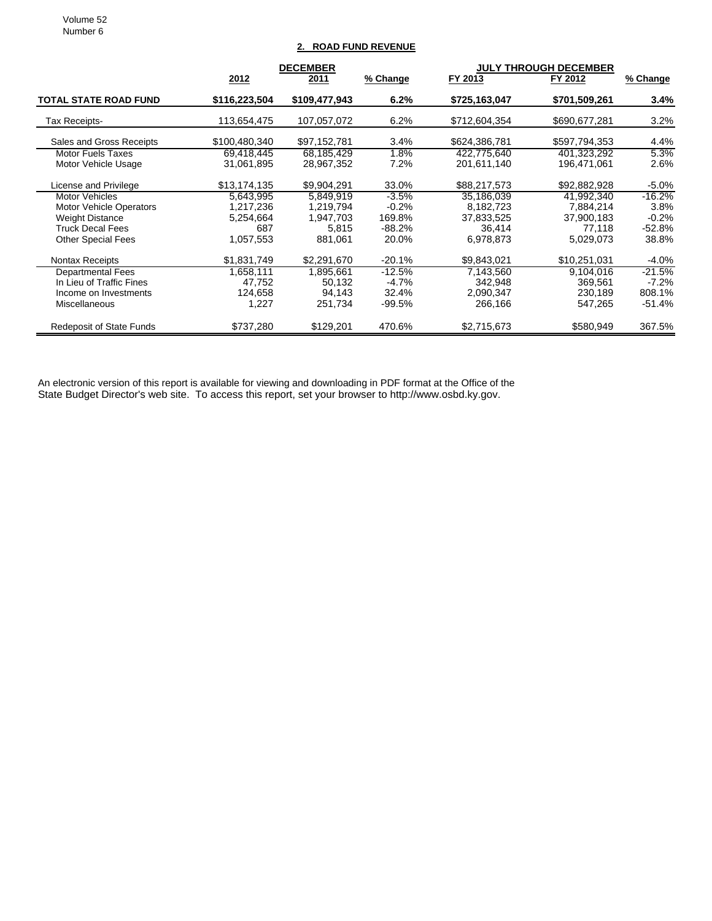## 2. ROAD FUND REVENUE

| | DECEMBER | | | JULY THROUGH DECEMBER | | |
|---|---|---|---|---|---|---|
| | 2012 | 2011 | % Change | FY 2013 | FY 2012 | % Change |
| **TOTAL STATE ROAD FUND** | **$116,223,504** | **$109,477,943** | **6.2%** | **$725,163,047** | **$701,509,261** | **3.4%** |
| Tax Receipts- | 113,654,475 | 107,057,072 | 6.2% | $712,604,354 | $690,677,281 | 3.2% |
| Sales and Gross Receipts | $100,480,340 | $97,152,781 | 3.4% | $624,386,781 | $597,794,353 | 4.4% |
| Motor Fuels Taxes | 69,418,445 | 68,185,429 | 1.8% | 422,775,640 | 401,323,292 | 5.3% |
| Motor Vehicle Usage | 31,061,895 | 28,967,352 | 7.2% | 201,611,140 | 196,471,061 | 2.6% |
| License and Privilege | $13,174,135 | $9,904,291 | 33.0% | $88,217,573 | $92,882,928 | -5.0% |
| Motor Vehicles | 5,643,995 | 5,849,919 | -3.5% | 35,186,039 | 41,992,340 | -16.2% |
| Motor Vehicle Operators | 1,217,236 | 1,219,794 | -0.2% | 8,182,723 | 7,884,214 | 3.8% |
| Weight Distance | 5,254,664 | 1,947,703 | 169.8% | 37,833,525 | 37,900,183 | -0.2% |
| Truck Decal Fees | 687 | 5,815 | -88.2% | 36,414 | 77,118 | -52.8% |
| Other Special Fees | 1,057,553 | 881,061 | 20.0% | 6,978,873 | 5,029,073 | 38.8% |
| Nontax Receipts | $1,831,749 | $2,291,670 | -20.1% | $9,843,021 | $10,251,031 | -4.0% |
| Departmental Fees | 1,658,111 | 1,895,661 | -12.5% | 7,143,560 | 9,104,016 | -21.5% |
| In Lieu of Traffic Fines | 47,752 | 50,132 | -4.7% | 342,948 | 369,561 | -7.2% |
| Income on Investments | 124,658 | 94,143 | 32.4% | 2,090,347 | 230,189 | 808.1% |
| Miscellaneous | 1,227 | 251,734 | -99.5% | 266,166 | 547,265 | -51.4% |
| Redeposit of State Funds | $737,280 | $129,201 | 470.6% | $2,715,673 | $580,949 | 367.5% |

An electronic version of this report is available for viewing and downloading in PDF format at the Office of the State Budget Director's web site. To access this report, set your browser to http://www.osbd.ky.gov.